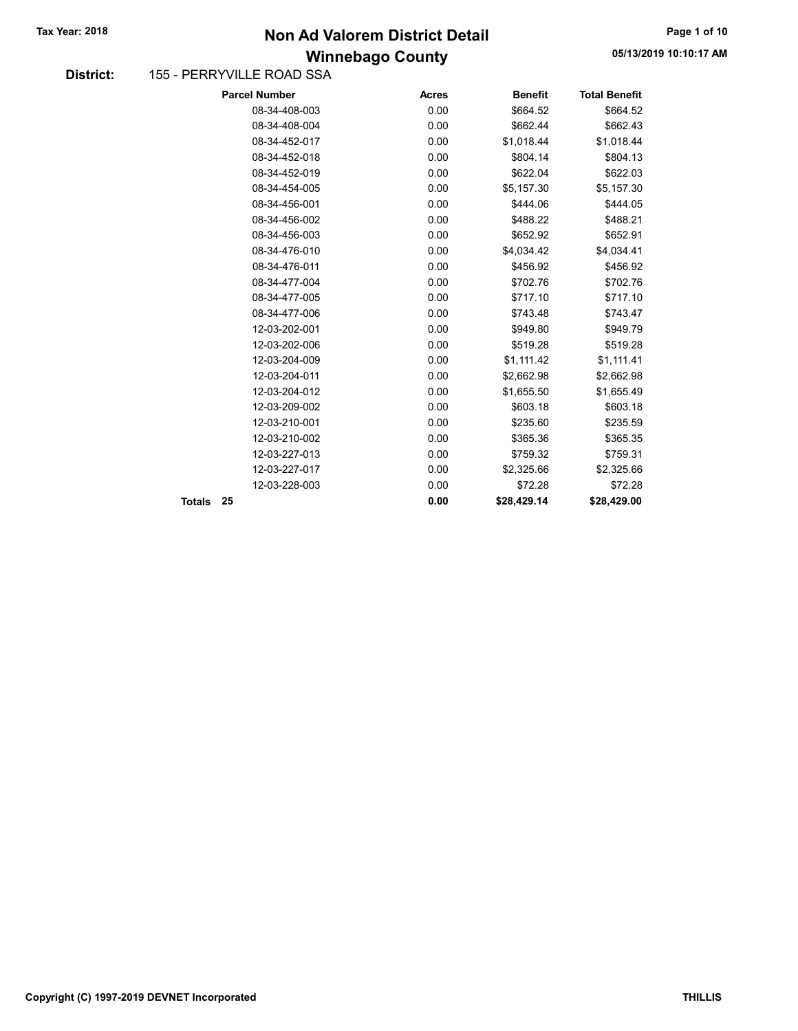# Non Ad Valorem District Detail

## Winnebago County

Tax Year: 2018

05/13/2019 10:10:17 AM

**District:** 155 - PERRYVILLE ROAD SSA

| Parcel Number | Acres | Benefit | Total Benefit |
|---|---|---|---|
| 08-34-408-003 | 0.00 | $664.52 | $664.52 |
| 08-34-408-004 | 0.00 | $662.44 | $662.43 |
| 08-34-452-017 | 0.00 | $1,018.44 | $1,018.44 |
| 08-34-452-018 | 0.00 | $804.14 | $804.13 |
| 08-34-452-019 | 0.00 | $622.04 | $622.03 |
| 08-34-454-005 | 0.00 | $5,157.30 | $5,157.30 |
| 08-34-456-001 | 0.00 | $444.06 | $444.05 |
| 08-34-456-002 | 0.00 | $488.22 | $488.21 |
| 08-34-456-003 | 0.00 | $652.92 | $652.91 |
| 08-34-476-010 | 0.00 | $4,034.42 | $4,034.41 |
| 08-34-476-011 | 0.00 | $456.92 | $456.92 |
| 08-34-477-004 | 0.00 | $702.76 | $702.76 |
| 08-34-477-005 | 0.00 | $717.10 | $717.10 |
| 08-34-477-006 | 0.00 | $743.48 | $743.47 |
| 12-03-202-001 | 0.00 | $949.80 | $949.79 |
| 12-03-202-006 | 0.00 | $519.28 | $519.28 |
| 12-03-204-009 | 0.00 | $1,111.42 | $1,111.41 |
| 12-03-204-011 | 0.00 | $2,662.98 | $2,662.98 |
| 12-03-204-012 | 0.00 | $1,655.50 | $1,655.49 |
| 12-03-209-002 | 0.00 | $603.18 | $603.18 |
| 12-03-210-001 | 0.00 | $235.60 | $235.59 |
| 12-03-210-002 | 0.00 | $365.36 | $365.35 |
| 12-03-227-013 | 0.00 | $759.32 | $759.31 |
| 12-03-227-017 | 0.00 | $2,325.66 | $2,325.66 |
| 12-03-228-003 | 0.00 | $72.28 | $72.28 |
| **Totals 25** | **0.00** | **$28,429.14** | **$28,429.00** |

Copyright (C) 1997-2019 DEVNET Incorporated

THILLIS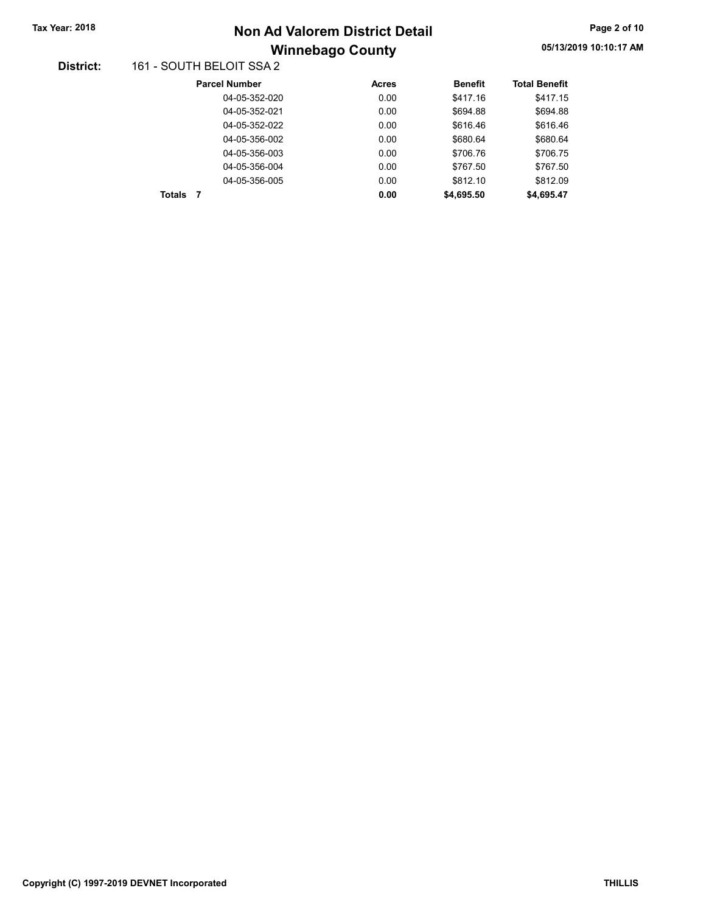**District:** 161 - SOUTH BELOIT SSA 2

| Parcel Number | Acres | Benefit | Total Benefit |
|---|---|---|---|
| 04-05-352-020 | 0.00 | $417.16 | $417.15 |
| 04-05-352-021 | 0.00 | $694.88 | $694.88 |
| 04-05-352-022 | 0.00 | $616.46 | $616.46 |
| 04-05-356-002 | 0.00 | $680.64 | $680.64 |
| 04-05-356-003 | 0.00 | $706.76 | $706.75 |
| 04-05-356-004 | 0.00 | $767.50 | $767.50 |
| 04-05-356-005 | 0.00 | $812.10 | $812.09 |
| **Totals 7** | **0.00** | **$4,695.50** | **$4,695.47** |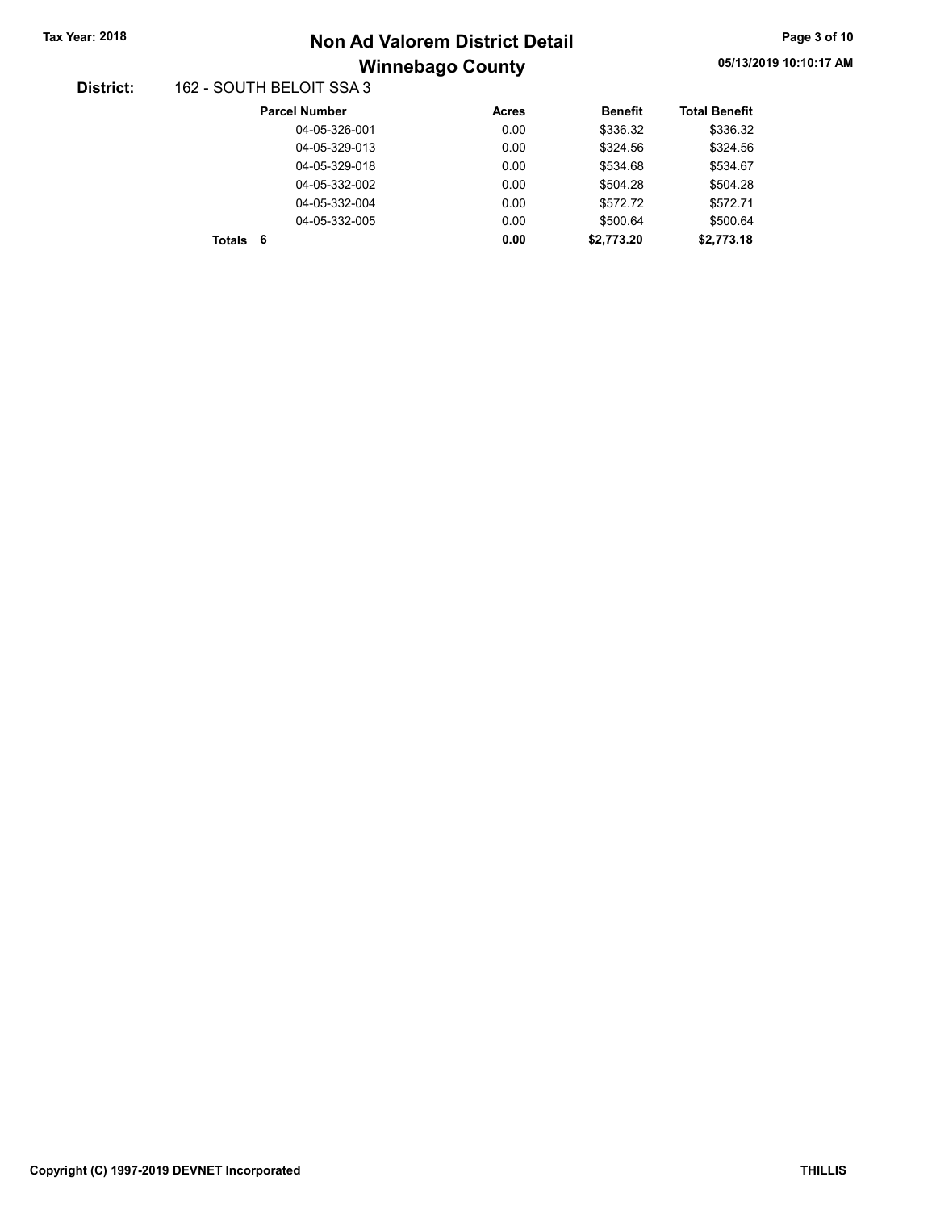# Non Ad Valorem District Detail

## Winnebago County

**Tax Year: 2018**

05/13/2019 10:10:17 AM

**District:** 162 - SOUTH BELOIT SSA 3

| Parcel Number | Acres | Benefit | Total Benefit |
|---|---|---|---|
| 04-05-326-001 | 0.00 | $336.32 | $336.32 |
| 04-05-329-013 | 0.00 | $324.56 | $324.56 |
| 04-05-329-018 | 0.00 | $534.68 | $534.67 |
| 04-05-332-002 | 0.00 | $504.28 | $504.28 |
| 04-05-332-004 | 0.00 | $572.72 | $572.71 |
| 04-05-332-005 | 0.00 | $500.64 | $500.64 |
| **Totals 6** | **0.00** | **$2,773.20** | **$2,773.18** |

**Copyright (C) 1997-2019 DEVNET Incorporated** **THILLIS**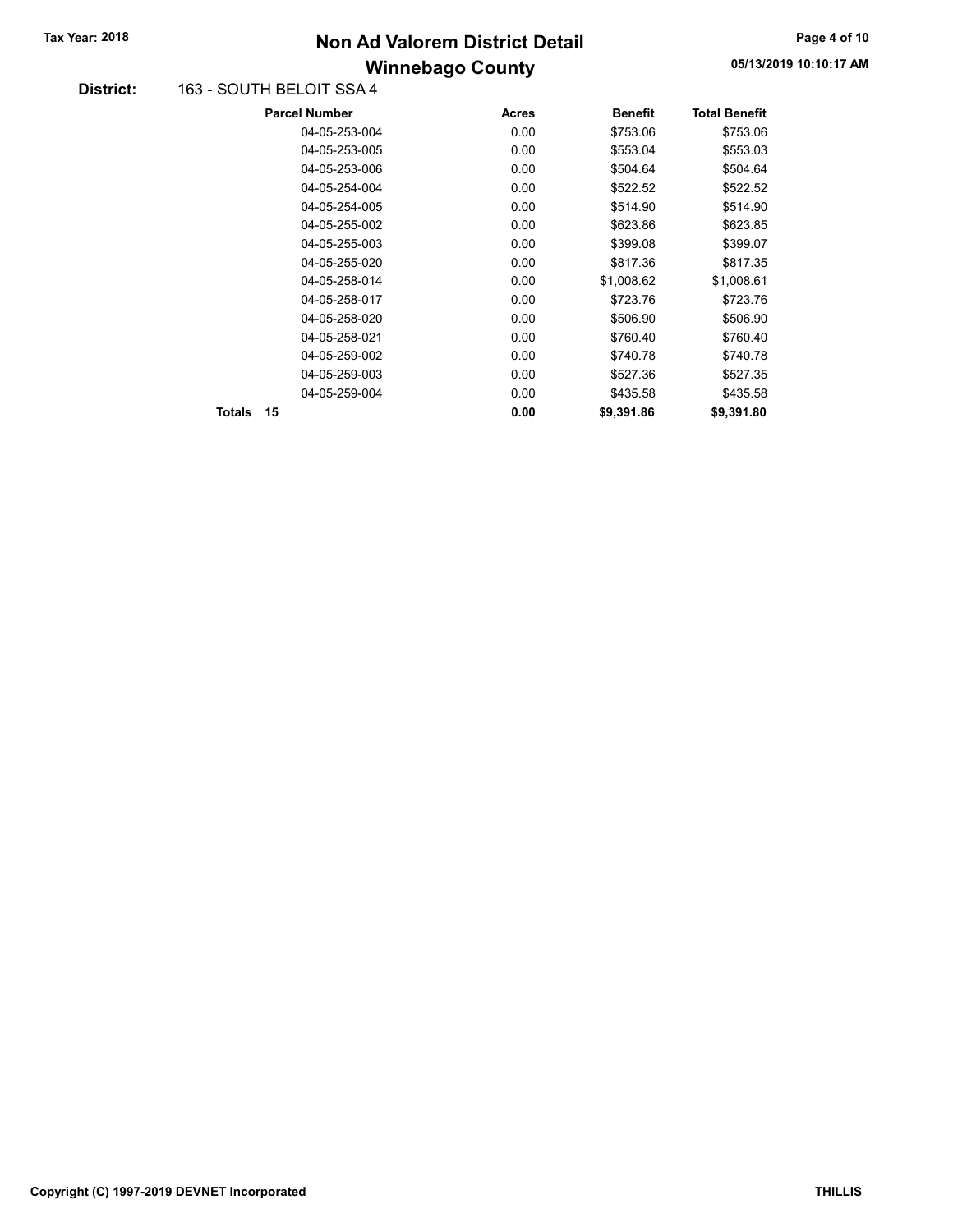# Non Ad Valorem District Detail

## Winnebago County

Tax Year: 2018

05/13/2019 10:10:17 AM

**District:** 163 - SOUTH BELOIT SSA 4

| Parcel Number | Acres | Benefit | Total Benefit |
|---|---|---|---|
| 04-05-253-004 | 0.00 | $753.06 | $753.06 |
| 04-05-253-005 | 0.00 | $553.04 | $553.03 |
| 04-05-253-006 | 0.00 | $504.64 | $504.64 |
| 04-05-254-004 | 0.00 | $522.52 | $522.52 |
| 04-05-254-005 | 0.00 | $514.90 | $514.90 |
| 04-05-255-002 | 0.00 | $623.86 | $623.85 |
| 04-05-255-003 | 0.00 | $399.08 | $399.07 |
| 04-05-255-020 | 0.00 | $817.36 | $817.35 |
| 04-05-258-014 | 0.00 | $1,008.62 | $1,008.61 |
| 04-05-258-017 | 0.00 | $723.76 | $723.76 |
| 04-05-258-020 | 0.00 | $506.90 | $506.90 |
| 04-05-258-021 | 0.00 | $760.40 | $760.40 |
| 04-05-259-002 | 0.00 | $740.78 | $740.78 |
| 04-05-259-003 | 0.00 | $527.36 | $527.35 |
| 04-05-259-004 | 0.00 | $435.58 | $435.58 |
| **Totals 15** | **0.00** | **$9,391.86** | **$9,391.80** |

Copyright (C) 1997-2019 DEVNET Incorporated

THILLIS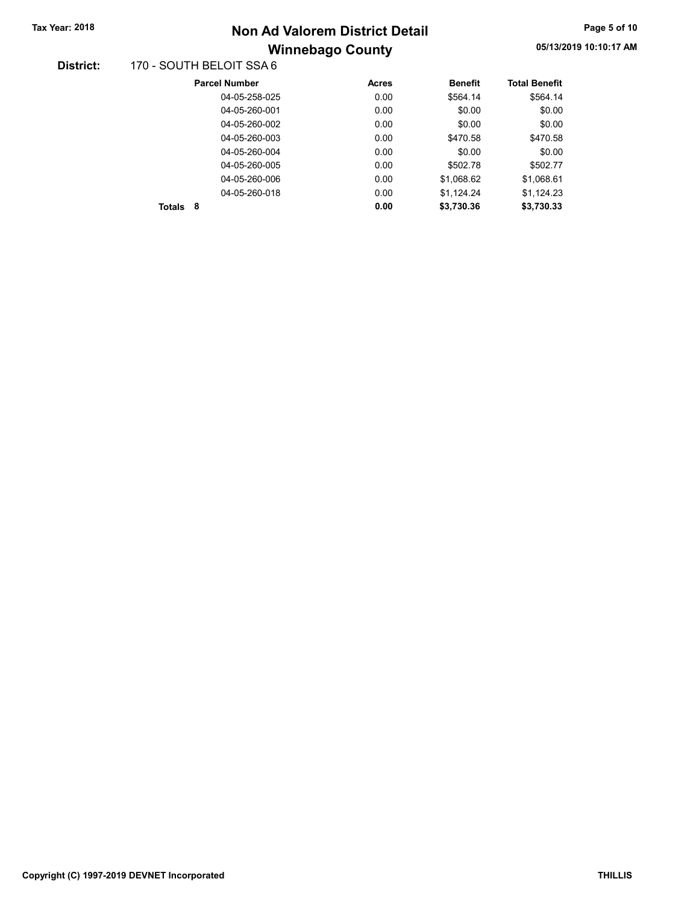**Tax Year: 2018**

# Non Ad Valorem District Detail
## Winnebago County

05/13/2019 10:10:17 AM

**District:** 170 - SOUTH BELOIT SSA 6

| Parcel Number | Acres | Benefit | Total Benefit |
|---|---|---|---|
| 04-05-258-025 | 0.00 | $564.14 | $564.14 |
| 04-05-260-001 | 0.00 | $0.00 | $0.00 |
| 04-05-260-002 | 0.00 | $0.00 | $0.00 |
| 04-05-260-003 | 0.00 | $470.58 | $470.58 |
| 04-05-260-004 | 0.00 | $0.00 | $0.00 |
| 04-05-260-005 | 0.00 | $502.78 | $502.77 |
| 04-05-260-006 | 0.00 | $1,068.62 | $1,068.61 |
| 04-05-260-018 | 0.00 | $1,124.24 | $1,124.23 |
| **Totals 8** | **0.00** | **$3,730.36** | **$3,730.33** |

**Copyright (C) 1997-2019 DEVNET Incorporated** **THILLIS**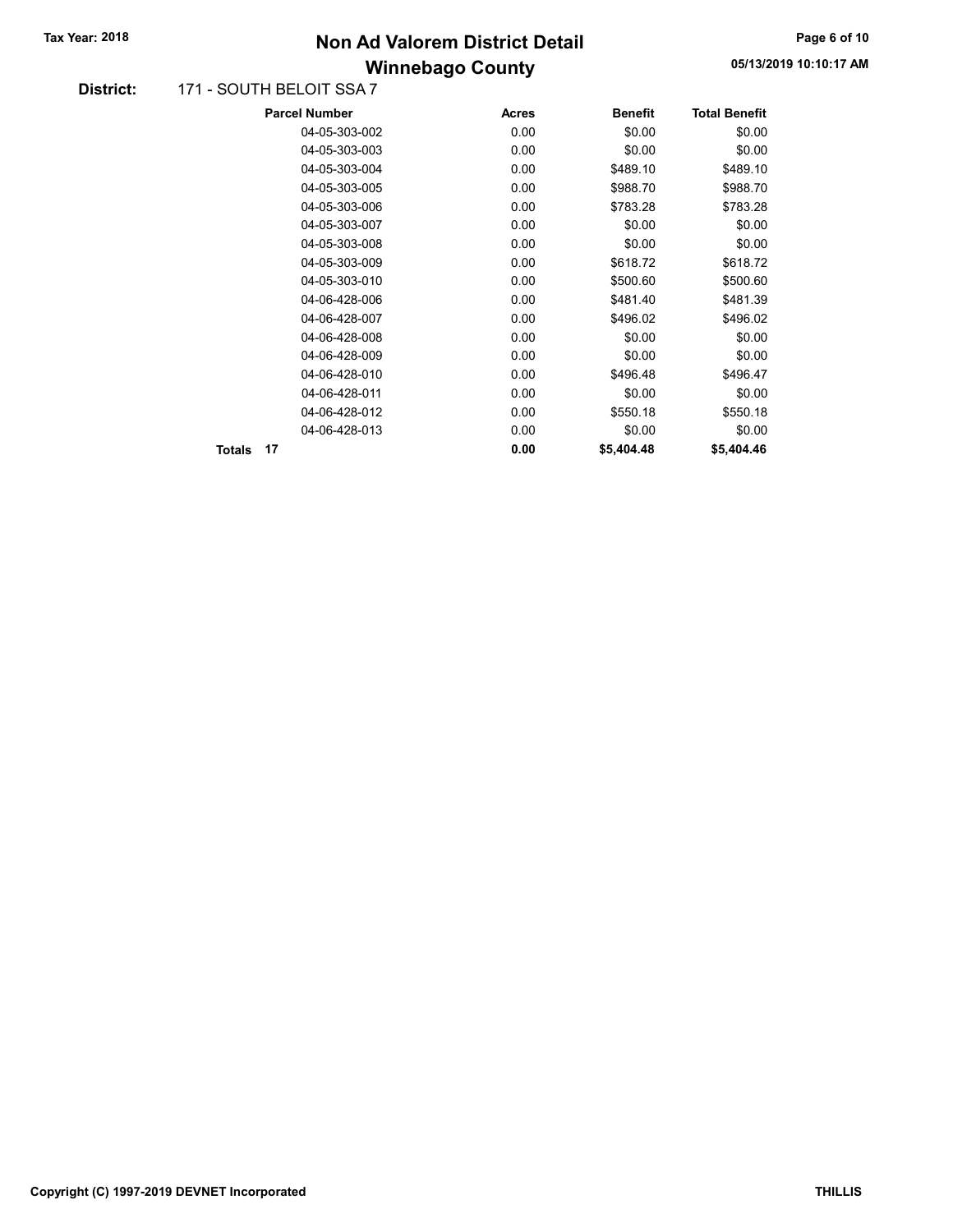# Non Ad Valorem District Detail

## Winnebago County

**Tax Year: 2018**

05/13/2019 10:10:17 AM

**District:** 171 - SOUTH BELOIT SSA 7

| Parcel Number | Acres | Benefit | Total Benefit |
|---|---|---|---|
| 04-05-303-002 | 0.00 | $0.00 | $0.00 |
| 04-05-303-003 | 0.00 | $0.00 | $0.00 |
| 04-05-303-004 | 0.00 | $489.10 | $489.10 |
| 04-05-303-005 | 0.00 | $988.70 | $988.70 |
| 04-05-303-006 | 0.00 | $783.28 | $783.28 |
| 04-05-303-007 | 0.00 | $0.00 | $0.00 |
| 04-05-303-008 | 0.00 | $0.00 | $0.00 |
| 04-05-303-009 | 0.00 | $618.72 | $618.72 |
| 04-05-303-010 | 0.00 | $500.60 | $500.60 |
| 04-06-428-006 | 0.00 | $481.40 | $481.39 |
| 04-06-428-007 | 0.00 | $496.02 | $496.02 |
| 04-06-428-008 | 0.00 | $0.00 | $0.00 |
| 04-06-428-009 | 0.00 | $0.00 | $0.00 |
| 04-06-428-010 | 0.00 | $496.48 | $496.47 |
| 04-06-428-011 | 0.00 | $0.00 | $0.00 |
| 04-06-428-012 | 0.00 | $550.18 | $550.18 |
| 04-06-428-013 | 0.00 | $0.00 | $0.00 |
| **Totals 17** | **0.00** | **$5,404.48** | **$5,404.46** |

Copyright (C) 1997-2019 DEVNET Incorporated

THILLIS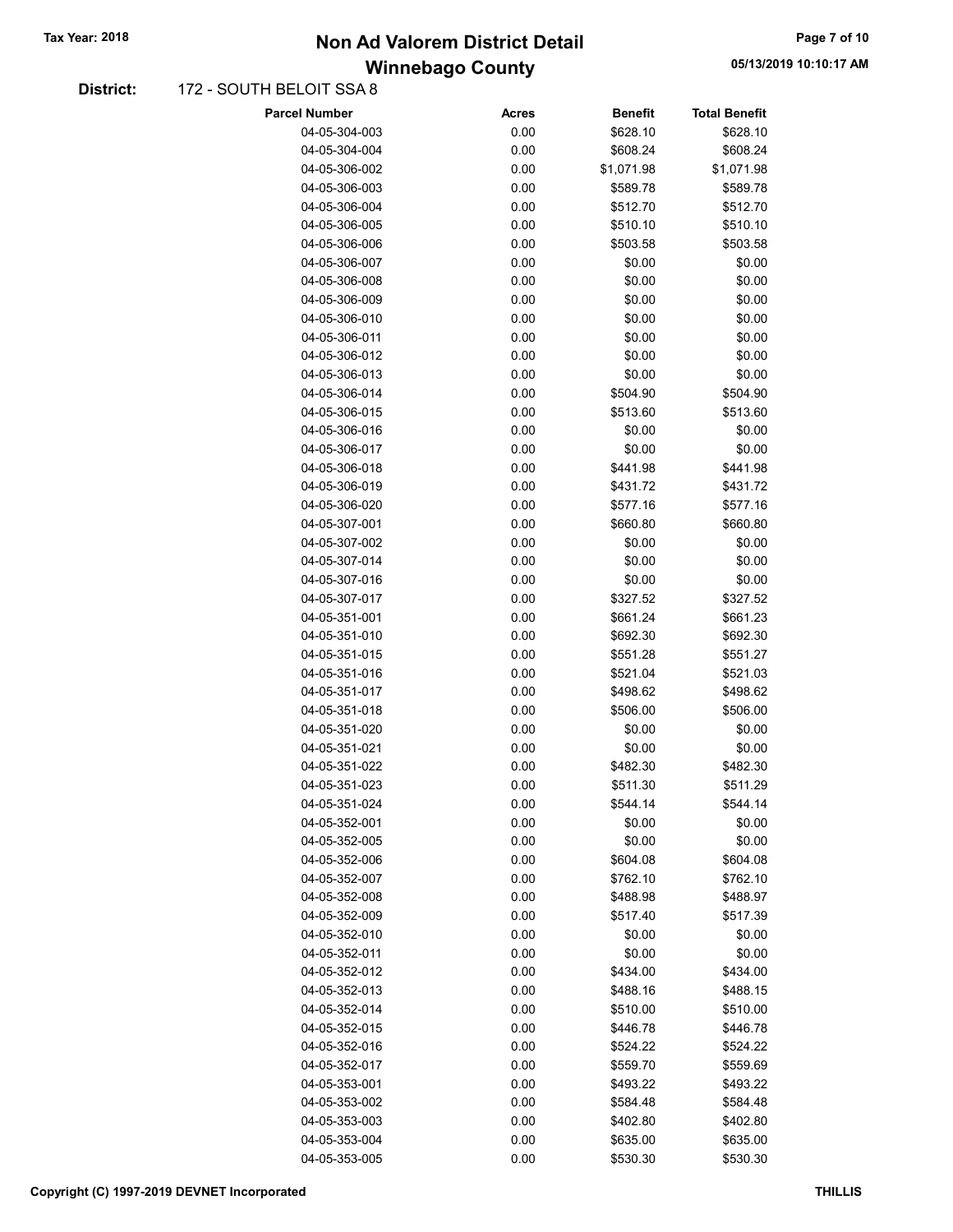**District:** 172 - SOUTH BELOIT SSA 8

| Parcel Number | Acres | Benefit | Total Benefit |
|---|---|---|---|
| 04-05-304-003 | 0.00 | $628.10 | $628.10 |
| 04-05-304-004 | 0.00 | $608.24 | $608.24 |
| 04-05-306-002 | 0.00 | $1,071.98 | $1,071.98 |
| 04-05-306-003 | 0.00 | $589.78 | $589.78 |
| 04-05-306-004 | 0.00 | $512.70 | $512.70 |
| 04-05-306-005 | 0.00 | $510.10 | $510.10 |
| 04-05-306-006 | 0.00 | $503.58 | $503.58 |
| 04-05-306-007 | 0.00 | $0.00 | $0.00 |
| 04-05-306-008 | 0.00 | $0.00 | $0.00 |
| 04-05-306-009 | 0.00 | $0.00 | $0.00 |
| 04-05-306-010 | 0.00 | $0.00 | $0.00 |
| 04-05-306-011 | 0.00 | $0.00 | $0.00 |
| 04-05-306-012 | 0.00 | $0.00 | $0.00 |
| 04-05-306-013 | 0.00 | $0.00 | $0.00 |
| 04-05-306-014 | 0.00 | $504.90 | $504.90 |
| 04-05-306-015 | 0.00 | $513.60 | $513.60 |
| 04-05-306-016 | 0.00 | $0.00 | $0.00 |
| 04-05-306-017 | 0.00 | $0.00 | $0.00 |
| 04-05-306-018 | 0.00 | $441.98 | $441.98 |
| 04-05-306-019 | 0.00 | $431.72 | $431.72 |
| 04-05-306-020 | 0.00 | $577.16 | $577.16 |
| 04-05-307-001 | 0.00 | $660.80 | $660.80 |
| 04-05-307-002 | 0.00 | $0.00 | $0.00 |
| 04-05-307-014 | 0.00 | $0.00 | $0.00 |
| 04-05-307-016 | 0.00 | $0.00 | $0.00 |
| 04-05-307-017 | 0.00 | $327.52 | $327.52 |
| 04-05-351-001 | 0.00 | $661.24 | $661.23 |
| 04-05-351-010 | 0.00 | $692.30 | $692.30 |
| 04-05-351-015 | 0.00 | $551.28 | $551.27 |
| 04-05-351-016 | 0.00 | $521.04 | $521.03 |
| 04-05-351-017 | 0.00 | $498.62 | $498.62 |
| 04-05-351-018 | 0.00 | $506.00 | $506.00 |
| 04-05-351-020 | 0.00 | $0.00 | $0.00 |
| 04-05-351-021 | 0.00 | $0.00 | $0.00 |
| 04-05-351-022 | 0.00 | $482.30 | $482.30 |
| 04-05-351-023 | 0.00 | $511.30 | $511.29 |
| 04-05-351-024 | 0.00 | $544.14 | $544.14 |
| 04-05-352-001 | 0.00 | $0.00 | $0.00 |
| 04-05-352-005 | 0.00 | $0.00 | $0.00 |
| 04-05-352-006 | 0.00 | $604.08 | $604.08 |
| 04-05-352-007 | 0.00 | $762.10 | $762.10 |
| 04-05-352-008 | 0.00 | $488.98 | $488.97 |
| 04-05-352-009 | 0.00 | $517.40 | $517.39 |
| 04-05-352-010 | 0.00 | $0.00 | $0.00 |
| 04-05-352-011 | 0.00 | $0.00 | $0.00 |
| 04-05-352-012 | 0.00 | $434.00 | $434.00 |
| 04-05-352-013 | 0.00 | $488.16 | $488.15 |
| 04-05-352-014 | 0.00 | $510.00 | $510.00 |
| 04-05-352-015 | 0.00 | $446.78 | $446.78 |
| 04-05-352-016 | 0.00 | $524.22 | $524.22 |
| 04-05-352-017 | 0.00 | $559.70 | $559.69 |
| 04-05-353-001 | 0.00 | $493.22 | $493.22 |
| 04-05-353-002 | 0.00 | $584.48 | $584.48 |
| 04-05-353-003 | 0.00 | $402.80 | $402.80 |
| 04-05-353-004 | 0.00 | $635.00 | $635.00 |
| 04-05-353-005 | 0.00 | $530.30 | $530.30 |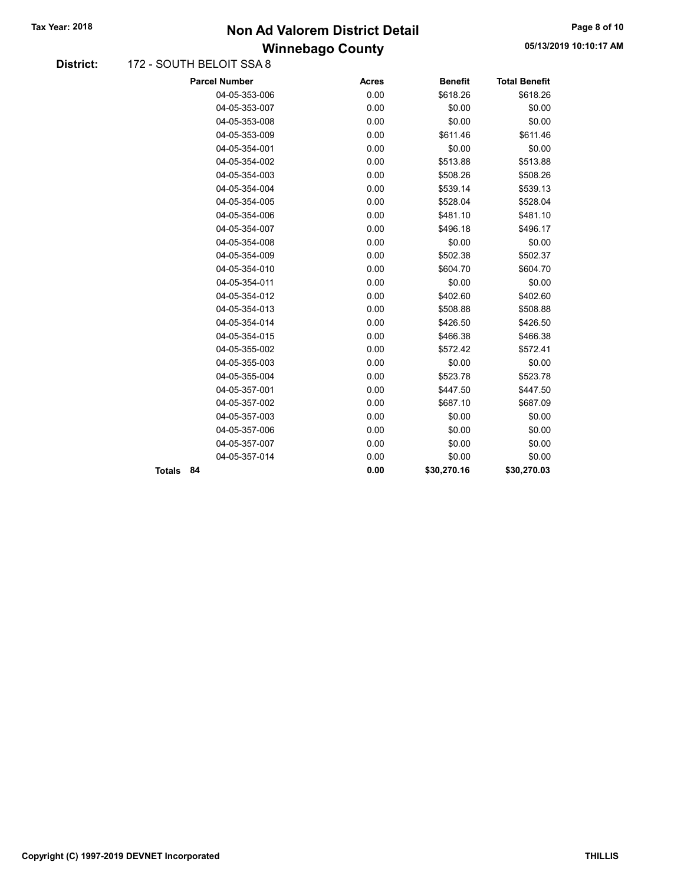**Tax Year: 2018**

# Non Ad Valorem District Detail

## Winnebago County

05/13/2019 10:10:17 AM

**District:** 172 - SOUTH BELOIT SSA 8

| Parcel Number | Acres | Benefit | Total Benefit |
|---|---|---|---|
| 04-05-353-006 | 0.00 | $618.26 | $618.26 |
| 04-05-353-007 | 0.00 | $0.00 | $0.00 |
| 04-05-353-008 | 0.00 | $0.00 | $0.00 |
| 04-05-353-009 | 0.00 | $611.46 | $611.46 |
| 04-05-354-001 | 0.00 | $0.00 | $0.00 |
| 04-05-354-002 | 0.00 | $513.88 | $513.88 |
| 04-05-354-003 | 0.00 | $508.26 | $508.26 |
| 04-05-354-004 | 0.00 | $539.14 | $539.13 |
| 04-05-354-005 | 0.00 | $528.04 | $528.04 |
| 04-05-354-006 | 0.00 | $481.10 | $481.10 |
| 04-05-354-007 | 0.00 | $496.18 | $496.17 |
| 04-05-354-008 | 0.00 | $0.00 | $0.00 |
| 04-05-354-009 | 0.00 | $502.38 | $502.37 |
| 04-05-354-010 | 0.00 | $604.70 | $604.70 |
| 04-05-354-011 | 0.00 | $0.00 | $0.00 |
| 04-05-354-012 | 0.00 | $402.60 | $402.60 |
| 04-05-354-013 | 0.00 | $508.88 | $508.88 |
| 04-05-354-014 | 0.00 | $426.50 | $426.50 |
| 04-05-354-015 | 0.00 | $466.38 | $466.38 |
| 04-05-355-002 | 0.00 | $572.42 | $572.41 |
| 04-05-355-003 | 0.00 | $0.00 | $0.00 |
| 04-05-355-004 | 0.00 | $523.78 | $523.78 |
| 04-05-357-001 | 0.00 | $447.50 | $447.50 |
| 04-05-357-002 | 0.00 | $687.10 | $687.09 |
| 04-05-357-003 | 0.00 | $0.00 | $0.00 |
| 04-05-357-006 | 0.00 | $0.00 | $0.00 |
| 04-05-357-007 | 0.00 | $0.00 | $0.00 |
| 04-05-357-014 | 0.00 | $0.00 | $0.00 |
| **Totals 84** | **0.00** | **$30,270.16** | **$30,270.03** |

**Copyright (C) 1997-2019 DEVNET Incorporated** **THILLIS**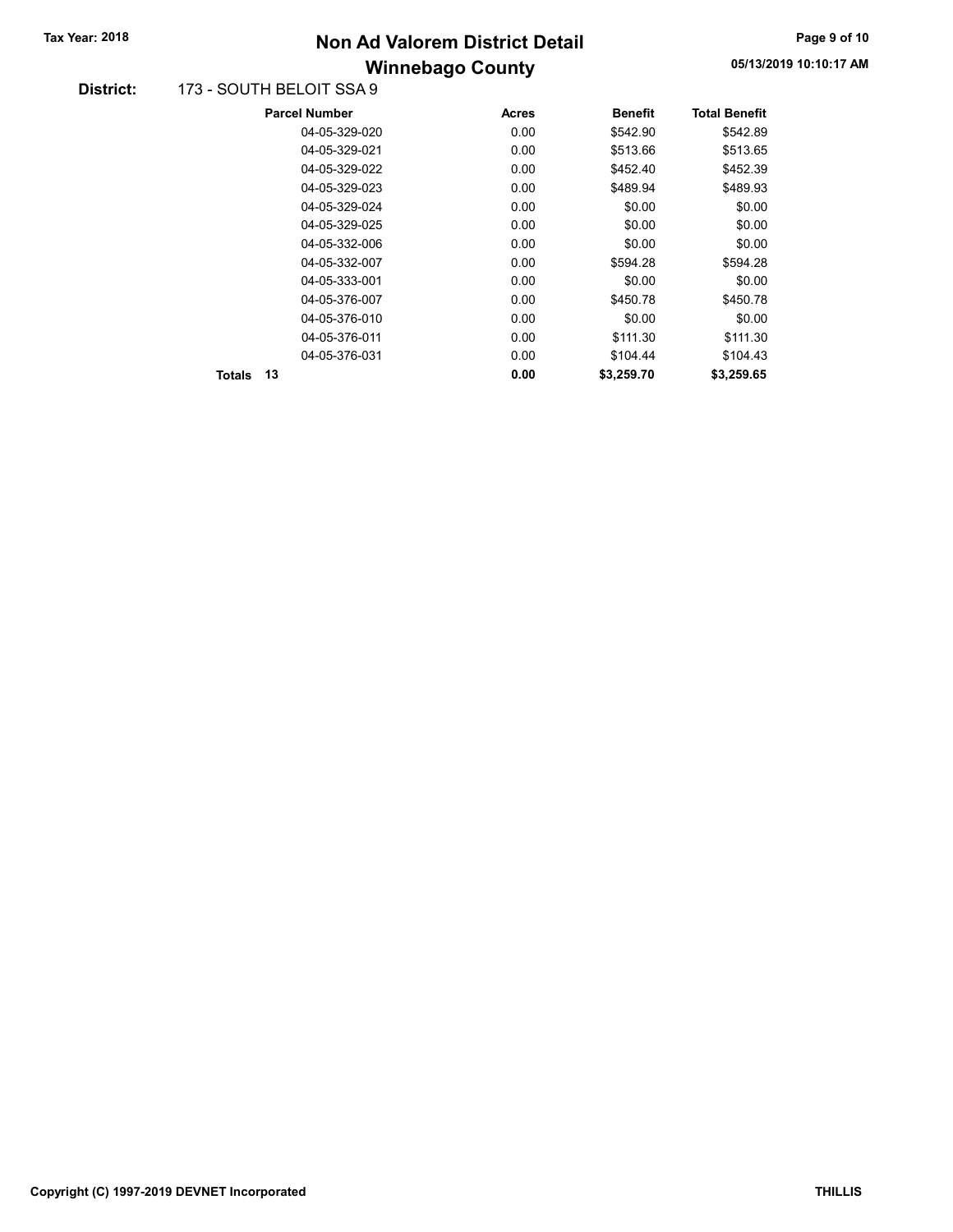**Tax Year: 2018**

# Non Ad Valorem District Detail

## Winnebago County

05/13/2019 10:10:17 AM

**District:** 173 - SOUTH BELOIT SSA 9

| Parcel Number | Acres | Benefit | Total Benefit |
|---|---|---|---|
| 04-05-329-020 | 0.00 | $542.90 | $542.89 |
| 04-05-329-021 | 0.00 | $513.66 | $513.65 |
| 04-05-329-022 | 0.00 | $452.40 | $452.39 |
| 04-05-329-023 | 0.00 | $489.94 | $489.93 |
| 04-05-329-024 | 0.00 | $0.00 | $0.00 |
| 04-05-329-025 | 0.00 | $0.00 | $0.00 |
| 04-05-332-006 | 0.00 | $0.00 | $0.00 |
| 04-05-332-007 | 0.00 | $594.28 | $594.28 |
| 04-05-333-001 | 0.00 | $0.00 | $0.00 |
| 04-05-376-007 | 0.00 | $450.78 | $450.78 |
| 04-05-376-010 | 0.00 | $0.00 | $0.00 |
| 04-05-376-011 | 0.00 | $111.30 | $111.30 |
| 04-05-376-031 | 0.00 | $104.44 | $104.43 |
| **Totals 13** | **0.00** | **$3,259.70** | **$3,259.65** |

Copyright (C) 1997-2019 DEVNET Incorporated

THILLIS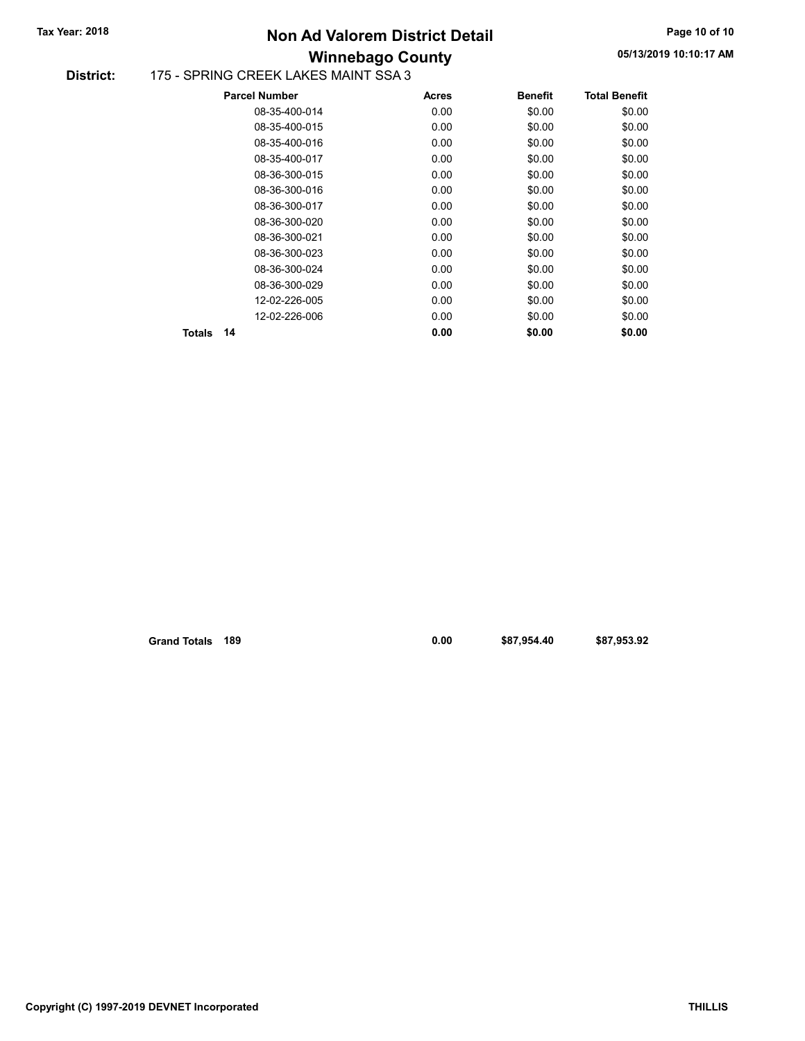**Tax Year: 2018**

# Non Ad Valorem District Detail
## Winnebago County

05/13/2019 10:10:17 AM

**District:** 175 - SPRING CREEK LAKES MAINT SSA 3

| | Parcel Number | Acres | Benefit | Total Benefit |
|---|---|---|---|---|
| | 08-35-400-014 | 0.00 | $0.00 | $0.00 |
| | 08-35-400-015 | 0.00 | $0.00 | $0.00 |
| | 08-35-400-016 | 0.00 | $0.00 | $0.00 |
| | 08-35-400-017 | 0.00 | $0.00 | $0.00 |
| | 08-36-300-015 | 0.00 | $0.00 | $0.00 |
| | 08-36-300-016 | 0.00 | $0.00 | $0.00 |
| | 08-36-300-017 | 0.00 | $0.00 | $0.00 |
| | 08-36-300-020 | 0.00 | $0.00 | $0.00 |
| | 08-36-300-021 | 0.00 | $0.00 | $0.00 |
| | 08-36-300-023 | 0.00 | $0.00 | $0.00 |
| | 08-36-300-024 | 0.00 | $0.00 | $0.00 |
| | 08-36-300-029 | 0.00 | $0.00 | $0.00 |
| | 12-02-226-005 | 0.00 | $0.00 | $0.00 |
| | 12-02-226-006 | 0.00 | $0.00 | $0.00 |
| **Totals** | **14** | **0.00** | **$0.00** | **$0.00** |

| | | | | |
|---|---|---|---|---|
| **Grand Totals** | **189** | **0.00** | **$87,954.40** | **$87,953.92** |

Copyright (C) 1997-2019 DEVNET Incorporated

THILLIS